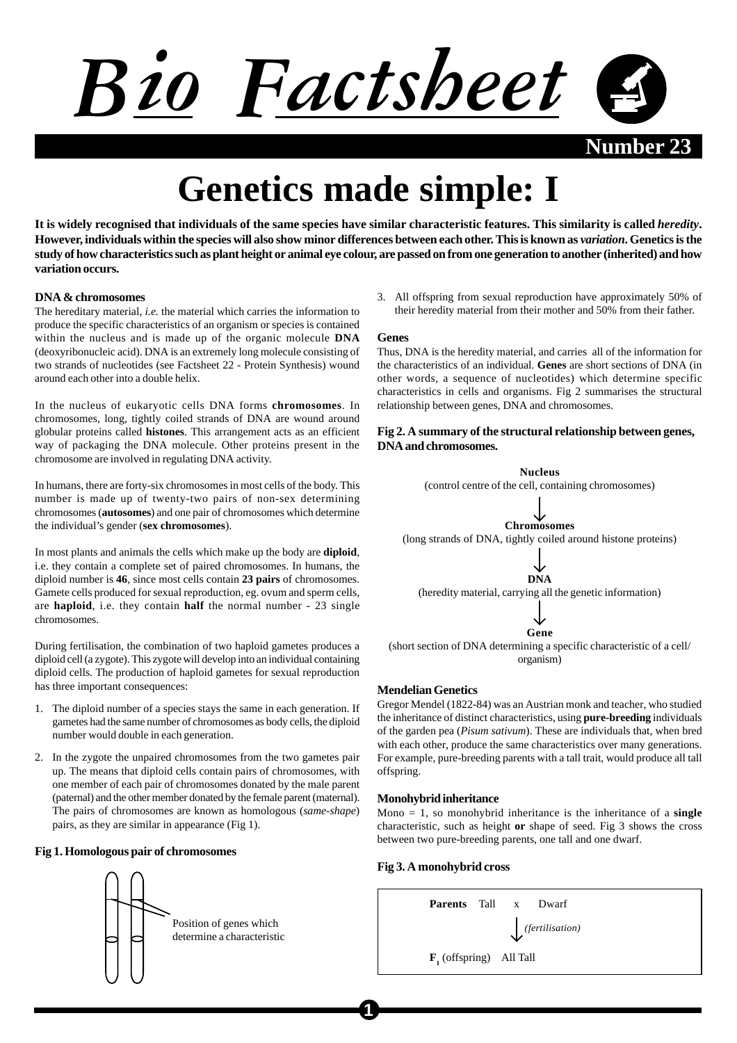# Bio Factsheet

Number 23

# Genetics made simple: I

**It is widely recognised that individuals of the same species have similar characteristic features. This similarity is called *heredity*. However, individuals within the species will also show minor differences between each other. This is known as *variation*. Genetics is the study of how characteristics such as plant height or animal eye colour, are passed on from one generation to another (inherited) and how variation occurs.**

### DNA & chromosomes

The hereditary material, *i.e.* the material which carries the information to produce the specific characteristics of an organism or species is contained within the nucleus and is made up of the organic molecule **DNA** (deoxyribonucleic acid). DNA is an extremely long molecule consisting of two strands of nucleotides (see Factsheet 22 - Protein Synthesis) wound around each other into a double helix.

In the nucleus of eukaryotic cells DNA forms **chromosomes**. In chromosomes, long, tightly coiled strands of DNA are wound around globular proteins called **histones**. This arrangement acts as an efficient way of packaging the DNA molecule. Other proteins present in the chromosome are involved in regulating DNA activity.

In humans, there are forty-six chromosomes in most cells of the body. This number is made up of twenty-two pairs of non-sex determining chromosomes (**autosomes**) and one pair of chromosomes which determine the individual's gender (**sex chromosomes**).

In most plants and animals the cells which make up the body are **diploid**, i.e. they contain a complete set of paired chromosomes. In humans, the diploid number is **46**, since most cells contain **23 pairs** of chromosomes. Gamete cells produced for sexual reproduction, eg. ovum and sperm cells, are **haploid**, i.e. they contain **half** the normal number - 23 single chromosomes.

During fertilisation, the combination of two haploid gametes produces a diploid cell (a zygote). This zygote will develop into an individual containing diploid cells. The production of haploid gametes for sexual reproduction has three important consequences:

1. The diploid number of a species stays the same in each generation. If gametes had the same number of chromosomes as body cells, the diploid number would double in each generation.
2. In the zygote the unpaired chromosomes from the two gametes pair up. The means that diploid cells contain pairs of chromosomes, with one member of each pair of chromosomes donated by the male parent (paternal) and the other member donated by the female parent (maternal). The pairs of chromosomes are known as homologous (*same-shape*) pairs, as they are similar in appearance (Fig 1).

**Fig 1. Homologous pair of chromosomes**

Position of genes which determine a characteristic

3. All offspring from sexual reproduction have approximately 50% of their heredity material from their mother and 50% from their father.

### Genes

Thus, DNA is the heredity material, and carries all of the information for the characteristics of an individual. **Genes** are short sections of DNA (in other words, a sequence of nucleotides) which determine specific characteristics in cells and organisms. Fig 2 summarises the structural relationship between genes, DNA and chromosomes.

**Fig 2. A summary of the structural relationship between genes, DNA and chromosomes.**

**Nucleus**
(control centre of the cell, containing chromosomes)

↓

**Chromosomes**
(long strands of DNA, tightly coiled around histone proteins)

↓

**DNA**
(heredity material, carrying all the genetic information)

↓

**Gene**
(short section of DNA determining a specific characteristic of a cell/organism)

### Mendelian Genetics

Gregor Mendel (1822-84) was an Austrian monk and teacher, who studied the inheritance of distinct characteristics, using **pure-breeding** individuals of the garden pea (*Pisum sativum*). These are individuals that, when bred with each other, produce the same characteristics over many generations. For example, pure-breeding parents with a tall trait, would produce all tall offspring.

### Monohybrid inheritance

Mono = 1, so monohybrid inheritance is the inheritance of a **single** characteristic, such as height **or** shape of seed. Fig 3 shows the cross between two pure-breeding parents, one tall and one dwarf.

**Fig 3. A monohybrid cross**

**Parents** Tall x Dwarf

↓ *(fertilisation)*

$F_1$ (offspring) All Tall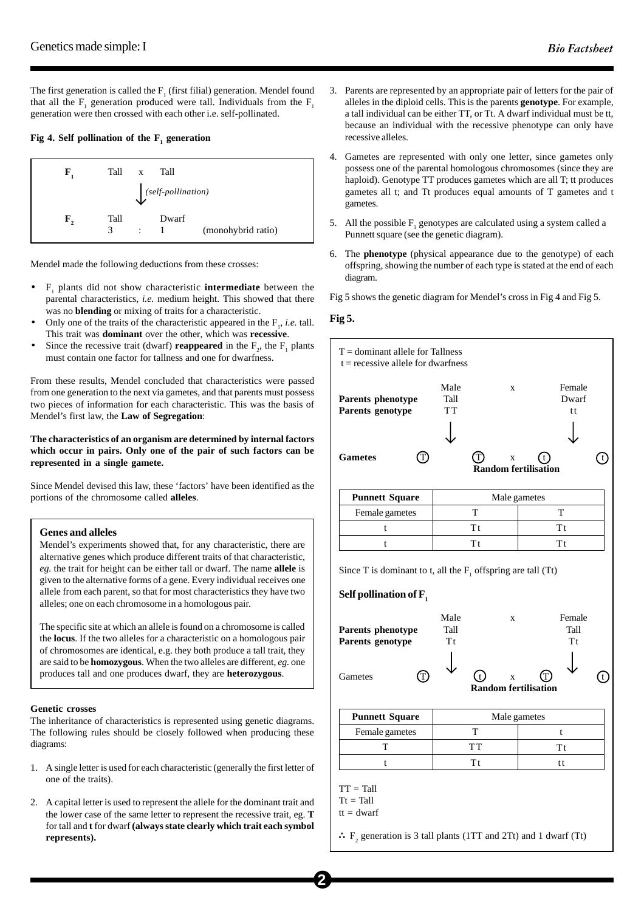The first generation is called the $F_1$ (first filial) generation. Mendel found that all the $F_1$ generation produced were tall. Individuals from the $F_1$ generation were then crossed with each other i.e. self-pollinated.

**Fig 4. Self pollination of the $F_1$ generation**

| | | | | |
|---|---|---|---|---|
| $F_1$ | Tall | x | Tall | |
| | | ↓ *(self-pollination)* | | |
| $F_2$ | Tall | | Dwarf | |
| | 3 | : | 1 | (monohybrid ratio) |

Mendel made the following deductions from these crosses:

- $F_1$ plants did not show characteristic **intermediate** between the parental characteristics, *i.e.* medium height. This showed that there was no **blending** or mixing of traits for a characteristic.
- Only one of the traits of the characteristic appeared in the $F_1$, *i.e.* tall. This trait was **dominant** over the other, which was **recessive**.
- Since the recessive trait (dwarf) **reappeared** in the $F_2$, the $F_1$ plants must contain one factor for tallness and one for dwarfness.

From these results, Mendel concluded that characteristics were passed from one generation to the next via gametes, and that parents must possess two pieces of information for each characteristic. This was the basis of Mendel's first law, the **Law of Segregation**:

**The characteristics of an organism are determined by internal factors which occur in pairs. Only one of the pair of such factors can be represented in a single gamete.**

Since Mendel devised this law, these 'factors' have been identified as the portions of the chromosome called **alleles**.

### Genes and alleles

Mendel's experiments showed that, for any characteristic, there are alternative genes which produce different traits of that characteristic, *eg.* the trait for height can be either tall or dwarf. The name **allele** is given to the alternative forms of a gene. Every individual receives one allele from each parent, so that for most characteristics they have two alleles; one on each chromosome in a homologous pair.

The specific site at which an allele is found on a chromosome is called the **locus**. If the two alleles for a characteristic on a homologous pair of chromosomes are identical, e.g. they both produce a tall trait, they are said to be **homozygous**. When the two alleles are different, *eg.* one produces tall and one produces dwarf, they are **heterozygous**.

#### Genetic crosses

The inheritance of characteristics is represented using genetic diagrams. The following rules should be closely followed when producing these diagrams:

1. A single letter is used for each characteristic (generally the first letter of one of the traits).
2. A capital letter is used to represent the allele for the dominant trait and the lower case of the same letter to represent the recessive trait, eg. **T** for tall and **t** for dwarf **(always state clearly which trait each symbol represents).**
3. Parents are represented by an appropriate pair of letters for the pair of alleles in the diploid cells. This is the parents **genotype**. For example, a tall individual can be either TT, or Tt. A dwarf individual must be tt, because an individual with the recessive phenotype can only have recessive alleles.
4. Gametes are represented with only one letter, since gametes only possess one of the parental homologous chromosomes (since they are haploid). Genotype TT produces gametes which are all T; tt produces gametes all t; and Tt produces equal amounts of T gametes and t gametes.
5. All the possible $F_1$ genotypes are calculated using a system called a Punnett square (see the genetic diagram).
6. The **phenotype** (physical appearance due to the genotype) of each offspring, showing the number of each type is stated at the end of each diagram.

Fig 5 shows the genetic diagram for Mendel's cross in Fig 4 and Fig 5.

**Fig 5.**

T = dominant allele for Tallness
t = recessive allele for dwarfness

| | Male | x | Female |
|---|---|---|---|
| **Parents phenotype** | Tall | | Dwarf |
| **Parents genotype** | TT | | tt |
| **Gametes** | (T) (T) | x | (t) (t) |

**Random fertilisation**

| **Punnett Square** | Male gametes | |
|---|---|---|
| Female gametes | T | T |
| t | Tt | Tt |
| t | Tt | Tt |

Since T is dominant to t, all the $F_1$ offspring are tall (Tt)

**Self pollination of $F_1$**

| | Male | x | Female |
|---|---|---|---|
| **Parents phenotype** | Tall | | Tall |
| **Parents genotype** | Tt | | Tt |
| Gametes | (T) (t) | x | (T) (t) |

**Random fertilisation**

| **Punnett Square** | Male gametes | |
|---|---|---|
| Female gametes | T | t |
| T | TT | Tt |
| t | Tt | tt |

TT = Tall
Tt = Tall
tt = dwarf

∴ $F_2$ generation is 3 tall plants (1TT and 2Tt) and 1 dwarf (Tt)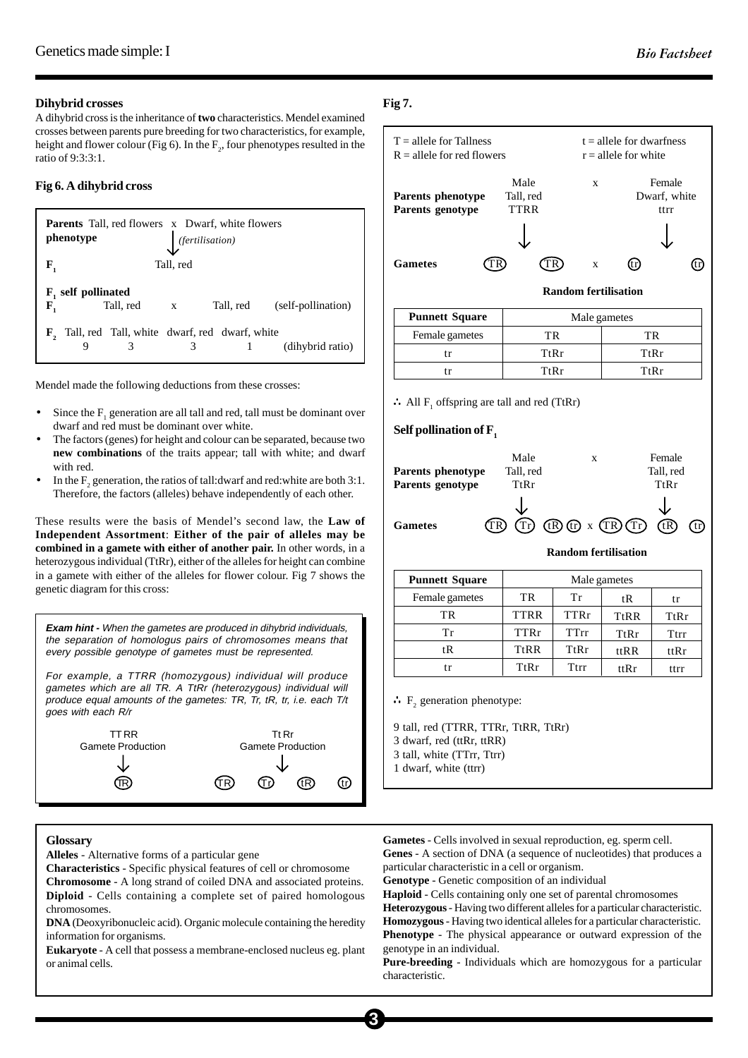## Dihybrid crosses

A dihybrid cross is the inheritance of **two** characteristics. Mendel examined crosses between parents pure breeding for two characteristics, for example, height and flower colour (Fig 6). In the $F_2$, four phenotypes resulted in the ratio of 9:3:3:1.

### Fig 6. A dihybrid cross

**Parents phenotype** Tall, red flowers x Dwarf, white flowers

↓ *(fertilisation)*

$F_1$ Tall, red

$F_1$ **self pollinated**

$F_1$ Tall, red x Tall, red (self-pollination)

$F_2$ Tall, red Tall, white dwarf, red dwarf, white

9 3 3 1 (dihybrid ratio)

Mendel made the following deductions from these crosses:

- Since the $F_1$ generation are all tall and red, tall must be dominant over dwarf and red must be dominant over white.
- The factors (genes) for height and colour can be separated, because two **new combinations** of the traits appear; tall with white; and dwarf with red.
- In the $F_2$ generation, the ratios of tall:dwarf and red:white are both 3:1. Therefore, the factors (alleles) behave independently of each other.

These results were the basis of Mendel's second law, the **Law of Independent Assortment**: **Either of the pair of alleles may be combined in a gamete with either of another pair.** In other words, in a heterozygous individual (TtRr), either of the alleles for height can combine in a gamete with either of the alleles for flower colour. Fig 7 shows the genetic diagram for this cross:

***Exam hint -*** *When the gametes are produced in dihybrid individuals, the separation of homologus pairs of chromosomes means that every possible genotype of gametes must be represented.*

*For example, a TTRR (homozygous) individual will produce gametes which are all TR. A TtRr (heterozygous) individual will produce equal amounts of the gametes: TR, Tr, tR, tr, i.e. each T/t goes with each R/r*

TT RR Gamete Production → tR

Tt Rr Gamete Production → TR Tr tR tr

### Fig 7.

T = allele for Tallness t = allele for dwarfness
R = allele for red flowers r = allele for white

| | Male | x | Female |
|---|---|---|---|
| **Parents phenotype** | Tall, red | | Dwarf, white |
| **Parents genotype** | TTRR | | ttrr |
| **Gametes** | TR TR | x | tr tr |

**Random fertilisation**

| Punnett Square | Male gametes | |
|---|---|---|
| Female gametes | TR | TR |
| tr | TtRr | TtRr |
| tr | TtRr | TtRr |

∴ All $F_1$ offspring are tall and red (TtRr)

### Self pollination of $F_1$

| | Male | x | Female |
|---|---|---|---|
| **Parents phenotype** | Tall, red | | Tall, red |
| **Parents genotype** | TtRr | | TtRr |
| **Gametes** | TR Tr tR tr | x | TR Tr tR tr |

**Random fertilisation**

| Punnett Square | Male gametes | | | |
|---|---|---|---|---|
| Female gametes | TR | Tr | tR | tr |
| TR | TTRR | TTRr | TtRR | TtRr |
| Tr | TTRr | TTrr | TtRr | Ttrr |
| tR | TtRR | TtRr | ttRR | ttRr |
| tr | TtRr | Ttrr | ttRr | ttrr |

∴ $F_2$ generation phenotype:

9 tall, red (TTRR, TTRr, TtRR, TtRr)
3 dwarf, red (ttRr, ttRR)
3 tall, white (TTrr, Ttrr)
1 dwarf, white (ttrr)

## Glossary

**Alleles** - Alternative forms of a particular gene

**Characteristics** - Specific physical features of cell or chromosome

**Chromosome** - A long strand of coiled DNA and associated proteins.

**Diploid** - Cells containing a complete set of paired homologous chromosomes.

**DNA** (Deoxyribonucleic acid). Organic molecule containing the heredity information for organisms.

**Eukaryote** - A cell that possess a membrane-enclosed nucleus eg. plant or animal cells.

**Gametes** - Cells involved in sexual reproduction, eg. sperm cell.

**Genes** - A section of DNA (a sequence of nucleotides) that produces a particular characteristic in a cell or organism.

**Genotype** - Genetic composition of an individual

**Haploid** - Cells containing only one set of parental chromosomes

**Heterozygous** - Having two different alleles for a particular characteristic.

**Homozygous** - Having two identical alleles for a particular characteristic.

**Phenotype** - The physical appearance or outward expression of the genotype in an individual.

**Pure-breeding** - Individuals which are homozygous for a particular characteristic.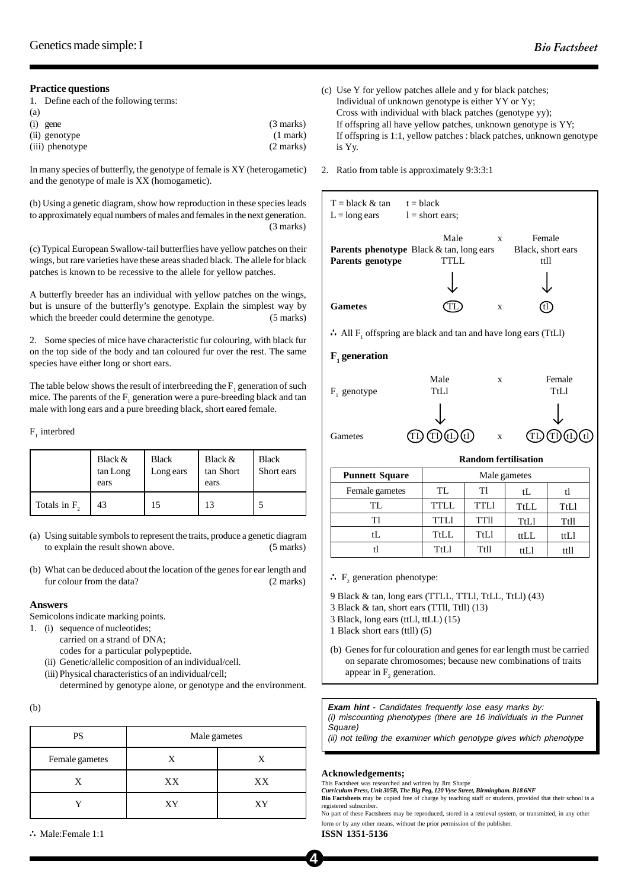## Practice questions

1. Define each of the following terms:

(a)

(i) gene (3 marks)

(ii) genotype (1 mark)

(iii) phenotype (2 marks)

In many species of butterfly, the genotype of female is XY (heterogametic) and the genotype of male is XX (homogametic).

(b) Using a genetic diagram, show how reproduction in these species leads to approximately equal numbers of males and females in the next generation. (3 marks)

(c) Typical European Swallow-tail butterflies have yellow patches on their wings, but rare varieties have these areas shaded black. The allele for black patches is known to be recessive to the allele for yellow patches.

A butterfly breeder has an individual with yellow patches on the wings, but is unsure of the butterfly's genotype. Explain the simplest way by which the breeder could determine the genotype. (5 marks)

2. Some species of mice have characteristic fur colouring, with black fur on the top side of the body and tan coloured fur over the rest. The same species have either long or short ears.

The table below shows the result of interbreeding the $F_1$ generation of such mice. The parents of the $F_1$ generation were a pure-breeding black and tan male with long ears and a pure breeding black, short eared female.

$F_1$ interbred

| | Black & tan Long ears | Black Long ears | Black & tan Short ears | Black Short ears |
|---|---|---|---|---|
| Totals in $F_2$ | 43 | 15 | 13 | 5 |

(a) Using suitable symbols to represent the traits, produce a genetic diagram to explain the result shown above. (5 marks)

(b) What can be deduced about the location of the genes for ear length and fur colour from the data? (2 marks)

## Answers

Semicolons indicate marking points.

1. (i) sequence of nucleotides;
   carried on a strand of DNA;
   codes for a particular polypeptide.
   (ii) Genetic/allelic composition of an individual/cell.
   (iii) Physical characteristics of an individual/cell;
   determined by genotype alone, or genotype and the environment.

(b)

| PS | Male gametes | |
|---|---|---|
| Female gametes | X | X |
| X | XX | XX |
| Y | XY | XY |

∴ Male:Female 1:1

(c) Use Y for yellow patches allele and y for black patches;
Individual of unknown genotype is either YY or Yy;
Cross with individual with black patches (genotype yy);
If offspring all have yellow patches, unknown genotype is YY;
If offspring is 1:1, yellow patches : black patches, unknown genotype is Yy.

2. Ratio from table is approximately 9:3:3:1

T = black & tan    t = black
L = long ears    l = short ears;

| | Male | x | Female |
|---|---|---|---|
| **Parents phenotype** | Black & tan, long ears | | Black, short ears |
| **Parents genotype** | TTLL | | ttll |
| **Gametes** | TL | x | tl |

∴ All $F_1$ offspring are black and tan and have long ears (TtLl)

### $F_1$ generation

| | Male | x | Female |
|---|---|---|---|
| $F_1$ genotype | TtLl | | TtLl |
| Gametes | TL Tl tL tl | x | TL Tl tL tl |

**Random fertilisation**

| Punnett Square | Male gametes | | | |
|---|---|---|---|---|
| Female gametes | TL | Tl | tL | tl |
| TL | TTLL | TTLl | TtLL | TtLl |
| Tl | TTLl | TTll | TtLl | Ttll |
| tL | TtLL | TtLl | ttLL | ttLl |
| tl | TtLl | Ttll | ttLl | ttll |

∴ $F_2$ generation phenotype:

9 Black & tan, long ears (TTLL, TTLl, TtLL, TtLl) (43)
3 Black & tan, short ears (TTll, Ttll) (13)
3 Black, long ears (ttLl, ttLL) (15)
1 Black short ears (ttll) (5)

(b) Genes for fur colouration and genes for ear length must be carried on separate chromosomes; because new combinations of traits appear in $F_2$ generation.

***Exam hint -*** *Candidates frequently lose easy marks by:*
*(i) miscounting phenotypes (there are 16 individuals in the Punnet Square)*
*(ii) not telling the examiner which genotype gives which phenotype*

**Acknowledgements;**

This Factsheet was researched and written by Jim Sharpe

***Curriculum Press, Unit 305B, The Big Peg, 120 Vyse Street, Birmingham. B18 6NF***

**Bio Factsheets** may be copied free of charge by teaching staff or students, provided that their school is a registered subscriber.

No part of these Factsheets may be reproduced, stored in a retrieval system, or transmitted, in any other form or by any other means, without the prior permission of the publisher.

**ISSN 1351-5136**